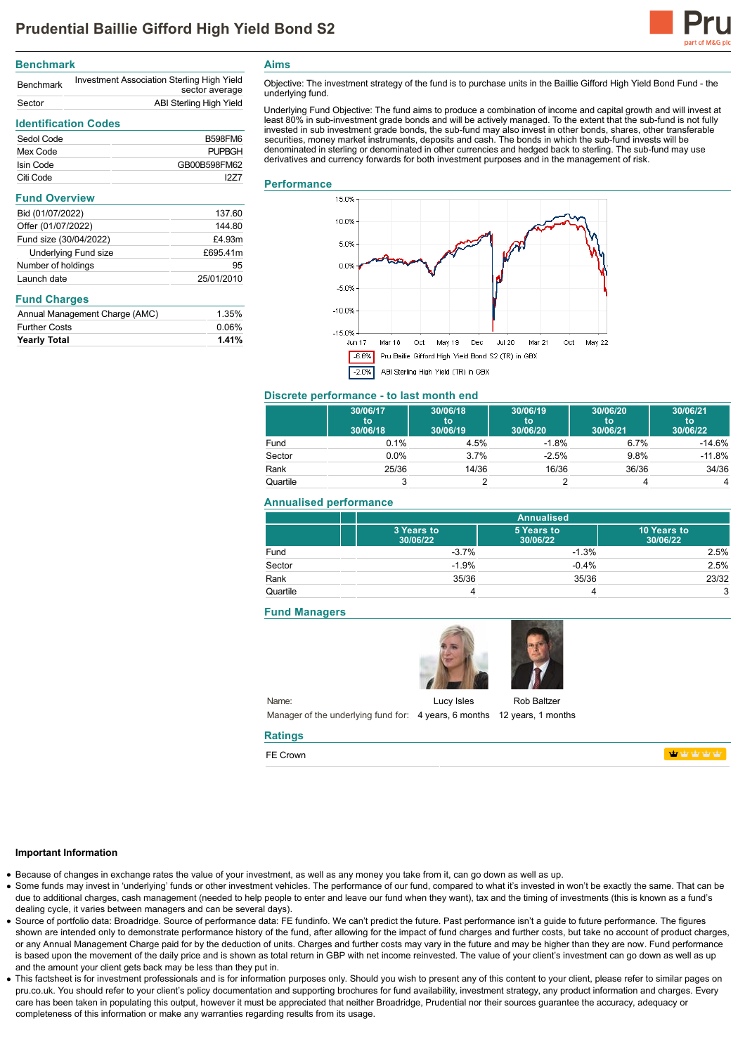# Prudential Baillie Gifford High Yield Bond S2

## Benchmark

| | |
|---|---|
| Benchmark | Investment Association Sterling High Yield sector average |
| Sector | ABI Sterling High Yield |

## Identification Codes

| | |
|---|---|
| Sedol Code | B598FM6 |
| Mex Code | PUPBGH |
| Isin Code | GB00B598FM62 |
| Citi Code | I2Z7 |

## Fund Overview

| | |
|---|---|
| Bid (01/07/2022) | 137.60 |
| Offer (01/07/2022) | 144.80 |
| Fund size (30/04/2022) | £4.93m |
| Underlying Fund size | £695.41m |
| Number of holdings | 95 |
| Launch date | 25/01/2010 |

## Fund Charges

| | |
|---|---|
| Annual Management Charge (AMC) | 1.35% |
| Further Costs | 0.06% |
| **Yearly Total** | **1.41%** |

## Aims

Objective: The investment strategy of the fund is to purchase units in the Baillie Gifford High Yield Bond Fund - the underlying fund.

Underlying Fund Objective: The fund aims to produce a combination of income and capital growth and will invest at least 80% in sub-investment grade bonds and will be actively managed. To the extent that the sub-fund is not fully invested in sub investment grade bonds, the sub-fund may also invest in other bonds, shares, other transferable securities, money market instruments, deposits and cash. The bonds in which the sub-fund invests will be denominated in sterling or denominated in other currencies and hedged back to sterling. The sub-fund may use derivatives and currency forwards for both investment purposes and in the management of risk.

## Performance

-6.6% Pru Baillie Gifford High Yield Bond S2 (TR) in GBX

-2.0% ABI Sterling High Yield (TR) in GBX

## Discrete performance - to last month end

| | 30/06/17 to 30/06/18 | 30/06/18 to 30/06/19 | 30/06/19 to 30/06/20 | 30/06/20 to 30/06/21 | 30/06/21 to 30/06/22 |
|---|---|---|---|---|---|
| Fund | 0.1% | 4.5% | -1.8% | 6.7% | -14.6% |
| Sector | 0.0% | 3.7% | -2.5% | 9.8% | -11.8% |
| Rank | 25/36 | 14/36 | 16/36 | 36/36 | 34/36 |
| Quartile | 3 | 2 | 2 | 4 | 4 |

## Annualised performance

| | Annualised | | |
|---|---|---|---|
| | 3 Years to 30/06/22 | 5 Years to 30/06/22 | 10 Years to 30/06/22 |
| Fund | -3.7% | -1.3% | 2.5% |
| Sector | -1.9% | -0.4% | 2.5% |
| Rank | 35/36 | 35/36 | 23/32 |
| Quartile | 4 | 4 | 3 |

## Fund Managers

| | | |
|---|---|---|
| Name: | Lucy Isles | Rob Baltzer |
| Manager of the underlying fund for: | 4 years, 6 months | 12 years, 1 months |

## Ratings

FE Crown

### Important Information

- Because of changes in exchange rates the value of your investment, as well as any money you take from it, can go down as well as up.
- Some funds may invest in 'underlying' funds or other investment vehicles. The performance of our fund, compared to what it's invested in won't be exactly the same. That can be due to additional charges, cash management (needed to help people to enter and leave our fund when they want), tax and the timing of investments (this is known as a fund's dealing cycle, it varies between managers and can be several days).
- Source of portfolio data: Broadridge. Source of performance data: FE fundinfo. We can't predict the future. Past performance isn't a guide to future performance. The figures shown are intended only to demonstrate performance history of the fund, after allowing for the impact of fund charges and further costs, but take no account of product charges, or any Annual Management Charge paid for by the deduction of units. Charges and further costs may vary in the future and may be higher than they are now. Fund performance is based upon the movement of the daily price and is shown as total return in GBP with net income reinvested. The value of your client's investment can go down as well as up and the amount your client gets back may be less than they put in.
- This factsheet is for investment professionals and is for information purposes only. Should you wish to present any of this content to your client, please refer to similar pages on pru.co.uk. You should refer to your client's policy documentation and supporting brochures for fund availability, investment strategy, any product information and charges. Every care has been taken in populating this output, however it must be appreciated that neither Broadridge, Prudential nor their sources guarantee the accuracy, adequacy or completeness of this information or make any warranties regarding results from its usage.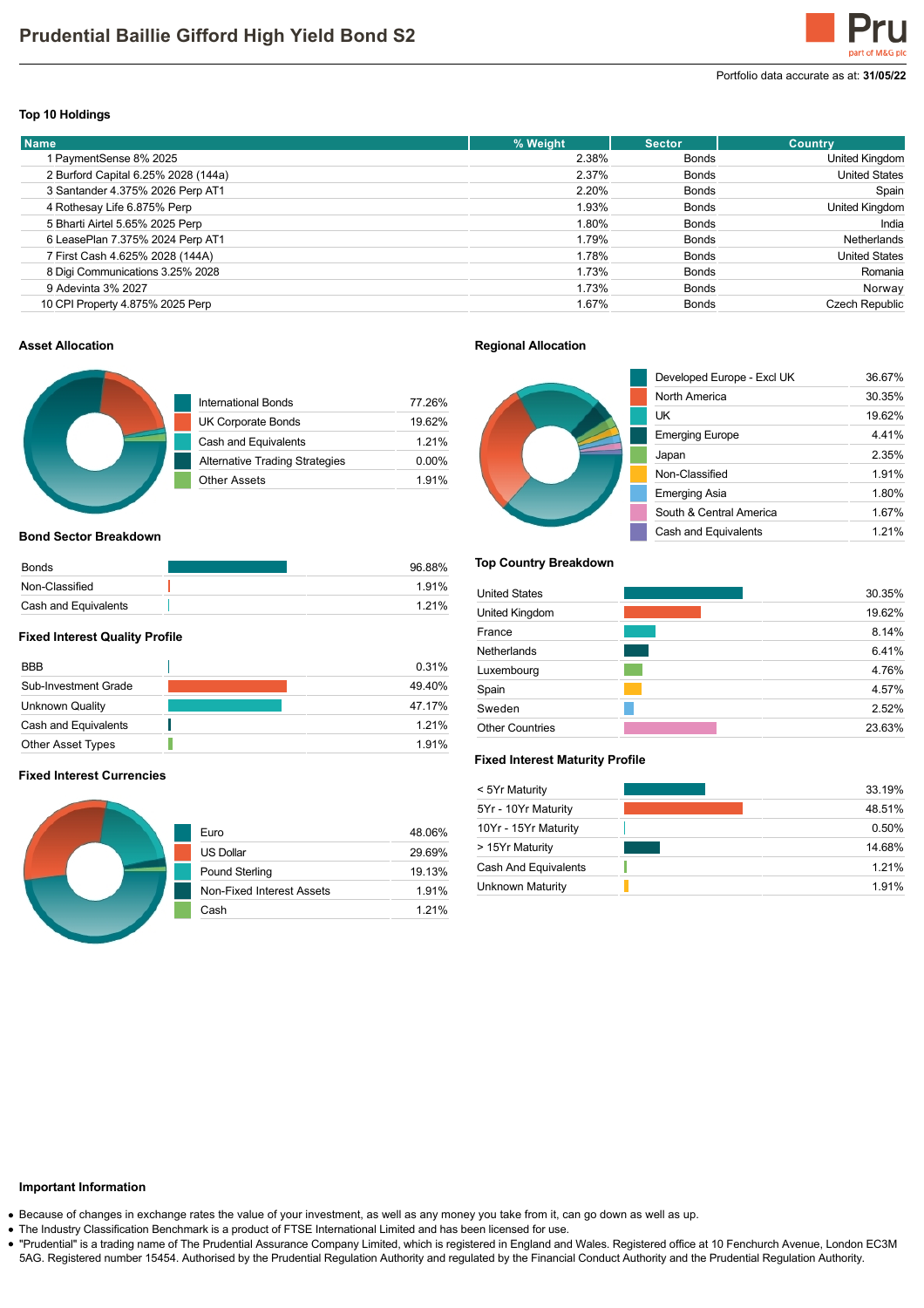# Prudential Baillie Gifford High Yield Bond S2

Portfolio data accurate as at: **31/05/22**

### Top 10 Holdings

| Name | % Weight | Sector | Country |
|---|---|---|---|
| 1 PaymentSense 8% 2025 | 2.38% | Bonds | United Kingdom |
| 2 Burford Capital 6.25% 2028 (144a) | 2.37% | Bonds | United States |
| 3 Santander 4.375% 2026 Perp AT1 | 2.20% | Bonds | Spain |
| 4 Rothesay Life 6.875% Perp | 1.93% | Bonds | United Kingdom |
| 5 Bharti Airtel 5.65% 2025 Perp | 1.80% | Bonds | India |
| 6 LeasePlan 7.375% 2024 Perp AT1 | 1.79% | Bonds | Netherlands |
| 7 First Cash 4.625% 2028 (144A) | 1.78% | Bonds | United States |
| 8 Digi Communications 3.25% 2028 | 1.73% | Bonds | Romania |
| 9 Adevinta 3% 2027 | 1.73% | Bonds | Norway |
| 10 CPI Property 4.875% 2025 Perp | 1.67% | Bonds | Czech Republic |

### Asset Allocation

International Bonds 77.26%
UK Corporate Bonds 19.62%
Cash and Equivalents 1.21%
Alternative Trading Strategies 0.00%
Other Assets 1.91%

### Regional Allocation

Developed Europe - Excl UK 36.67%
North America 30.35%
UK 19.62%
Emerging Europe 4.41%
Japan 2.35%
Non-Classified 1.91%
Emerging Asia 1.80%
South & Central America 1.67%
Cash and Equivalents 1.21%

### Bond Sector Breakdown

Bonds 96.88%
Non-Classified 1.91%
Cash and Equivalents 1.21%

### Top Country Breakdown

United States 30.35%
United Kingdom 19.62%
France 8.14%
Netherlands 6.41%
Luxembourg 4.76%
Spain 4.57%
Sweden 2.52%
Other Countries 23.63%

### Fixed Interest Quality Profile

BBB 0.31%
Sub-Investment Grade 49.40%
Unknown Quality 47.17%
Cash and Equivalents 1.21%
Other Asset Types 1.91%

### Fixed Interest Maturity Profile

< 5Yr Maturity 33.19%
5Yr - 10Yr Maturity 48.51%
10Yr - 15Yr Maturity 0.50%
> 15Yr Maturity 14.68%
Cash And Equivalents 1.21%
Unknown Maturity 1.91%

### Fixed Interest Currencies

Euro 48.06%
US Dollar 29.69%
Pound Sterling 19.13%
Non-Fixed Interest Assets 1.91%
Cash 1.21%

### Important Information

- Because of changes in exchange rates the value of your investment, as well as any money you take from it, can go down as well as up.
- The Industry Classification Benchmark is a product of FTSE International Limited and has been licensed for use.
- "Prudential" is a trading name of The Prudential Assurance Company Limited, which is registered in England and Wales. Registered office at 10 Fenchurch Avenue, London EC3M 5AG. Registered number 15454. Authorised by the Prudential Regulation Authority and regulated by the Financial Conduct Authority and the Prudential Regulation Authority.